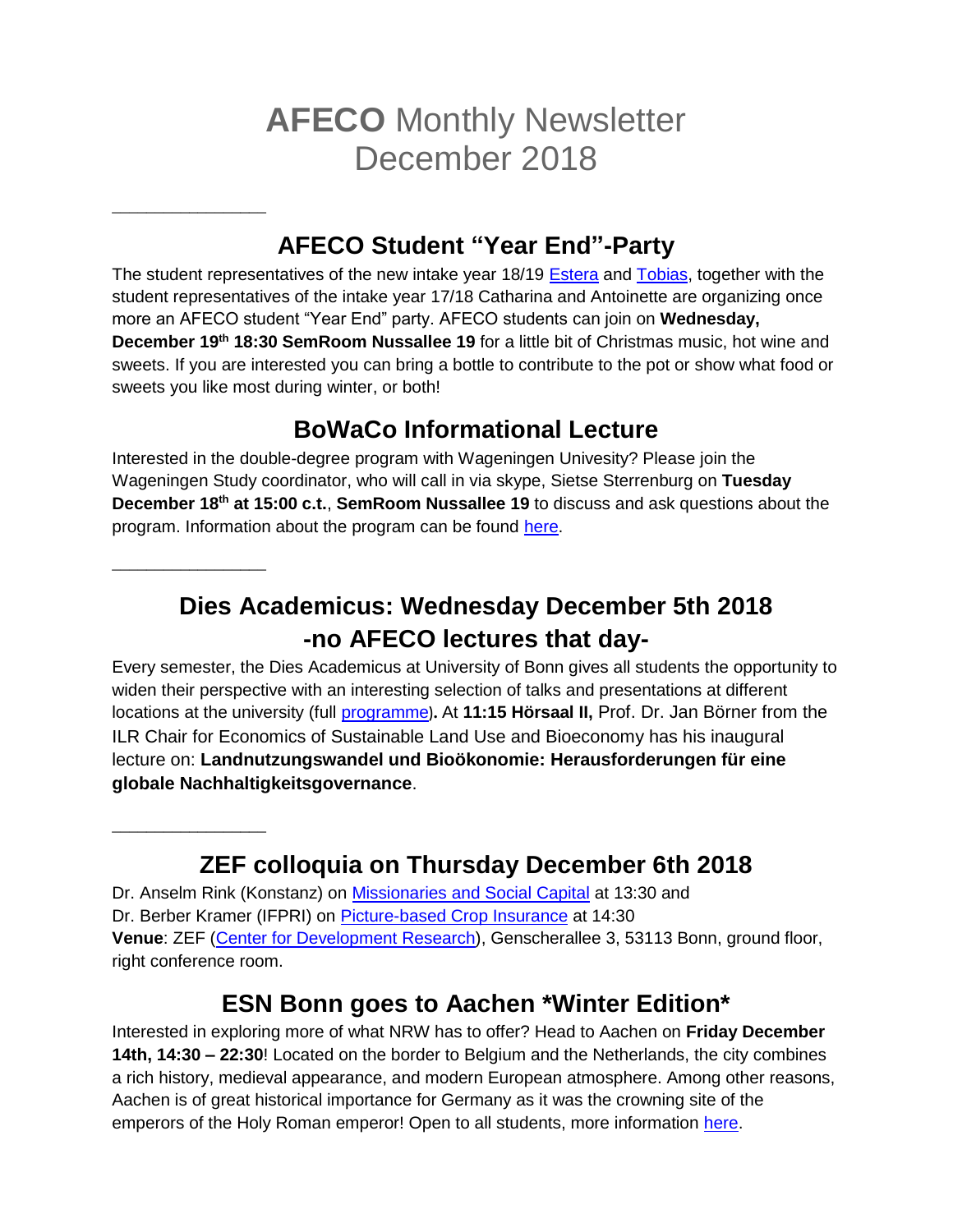# **AFECO** Monthly Newsletter December 2018

---

## AFECO Student "Year End"-Party

The student representatives of the new intake year 18/19 Estera and Tobias, together with the student representatives of the intake year 17/18 Catharina and Antoinette are organizing once more an AFECO student "Year End" party. AFECO students can join on **Wednesday, December 19th 18:30 SemRoom Nussallee 19** for a little bit of Christmas music, hot wine and sweets. If you are interested you can bring a bottle to contribute to the pot or show what food or sweets you like most during winter, or both!

## BoWaCo Informational Lecture

Interested in the double-degree program with Wageningen Univesity? Please join the Wageningen Study coordinator, who will call in via skype, Sietse Sterrenburg on **Tuesday December 18th at 15:00 c.t.**, **SemRoom Nussallee 19** to discuss and ask questions about the program. Information about the program can be found here.

---

## Dies Academicus: Wednesday December 5th 2018 -no AFECO lectures that day-

Every semester, the Dies Academicus at University of Bonn gives all students the opportunity to widen their perspective with an interesting selection of talks and presentations at different locations at the university (full programme)**.** At **11:15 Hörsaal II,** Prof. Dr. Jan Börner from the ILR Chair for Economics of Sustainable Land Use and Bioeconomy has his inaugural lecture on: **Landnutzungswandel und Bioökonomie: Herausforderungen für eine globale Nachhaltigkeitsgovernance**.

---

## ZEF colloquia on Thursday December 6th 2018

Dr. Anselm Rink (Konstanz) on Missionaries and Social Capital at 13:30 and
Dr. Berber Kramer (IFPRI) on Picture-based Crop Insurance at 14:30
**Venue**: ZEF (Center for Development Research), Genscherallee 3, 53113 Bonn, ground floor, right conference room.

## ESN Bonn goes to Aachen \*Winter Edition\*

Interested in exploring more of what NRW has to offer? Head to Aachen on **Friday December 14th, 14:30 – 22:30**! Located on the border to Belgium and the Netherlands, the city combines a rich history, medieval appearance, and modern European atmosphere. Among other reasons, Aachen is of great historical importance for Germany as it was the crowning site of the emperors of the Holy Roman emperor! Open to all students, more information here.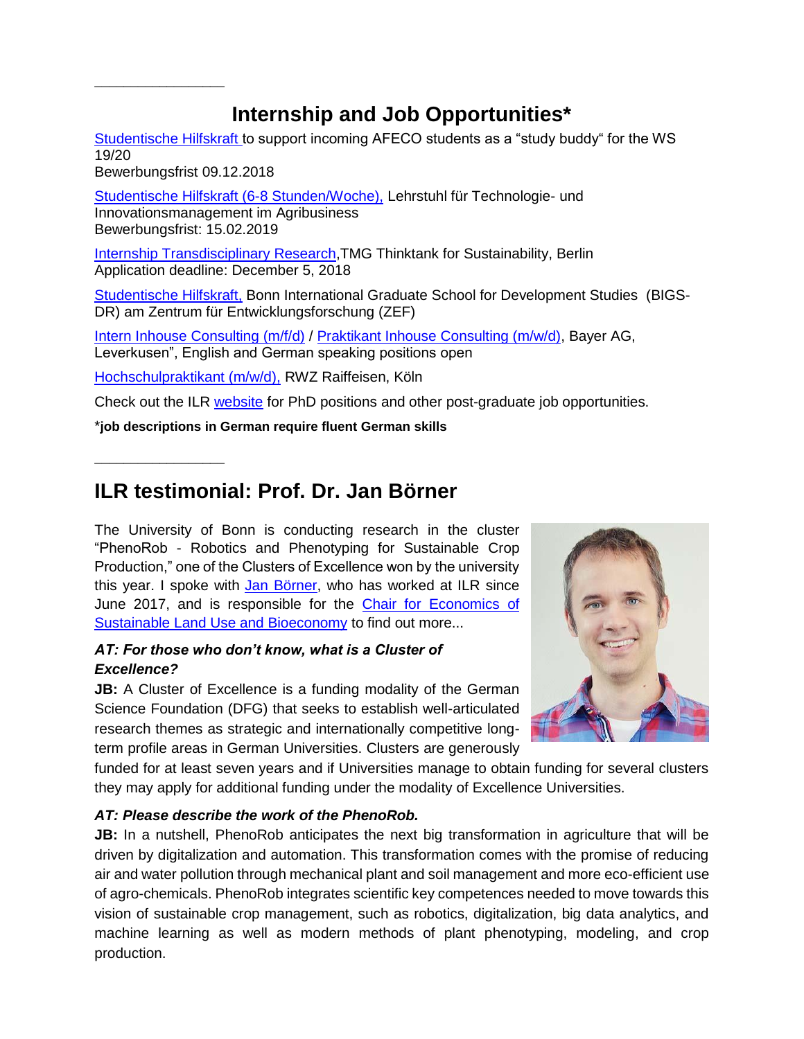---

## Internship and Job Opportunities*

Studentische Hilfskraft to support incoming AFECO students as a "study buddy" for the WS 19/20
Bewerbungsfrist 09.12.2018

Studentische Hilfskraft (6-8 Stunden/Woche), Lehrstuhl für Technologie- und Innovationsmanagement im Agribusiness
Bewerbungsfrist: 15.02.2019

Internship Transdisciplinary Research,TMG Thinktank for Sustainability, Berlin
Application deadline: December 5, 2018

Studentische Hilfskraft, Bonn International Graduate School for Development Studies (BIGS-DR) am Zentrum für Entwicklungsforschung (ZEF)

Intern Inhouse Consulting (m/f/d) / Praktikant Inhouse Consulting (m/w/d), Bayer AG, Leverkusen", English and German speaking positions open

Hochschulpraktikant (m/w/d), RWZ Raiffeisen, Köln

Check out the ILR website for PhD positions and other post-graduate job opportunities.

***job descriptions in German require fluent German skills**

---

## ILR testimonial: Prof. Dr. Jan Börner

The University of Bonn is conducting research in the cluster "PhenoRob - Robotics and Phenotyping for Sustainable Crop Production," one of the Clusters of Excellence won by the university this year. I spoke with Jan Börner, who has worked at ILR since June 2017, and is responsible for the Chair for Economics of Sustainable Land Use and Bioeconomy to find out more...

***AT: For those who don't know, what is a Cluster of Excellence?***

**JB:** A Cluster of Excellence is a funding modality of the German Science Foundation (DFG) that seeks to establish well-articulated research themes as strategic and internationally competitive long-term profile areas in German Universities. Clusters are generously funded for at least seven years and if Universities manage to obtain funding for several clusters they may apply for additional funding under the modality of Excellence Universities.

***AT: Please describe the work of the PhenoRob.***

**JB:** In a nutshell, PhenoRob anticipates the next big transformation in agriculture that will be driven by digitalization and automation. This transformation comes with the promise of reducing air and water pollution through mechanical plant and soil management and more eco-efficient use of agro-chemicals. PhenoRob integrates scientific key competences needed to move towards this vision of sustainable crop management, such as robotics, digitalization, big data analytics, and machine learning as well as modern methods of plant phenotyping, modeling, and crop production.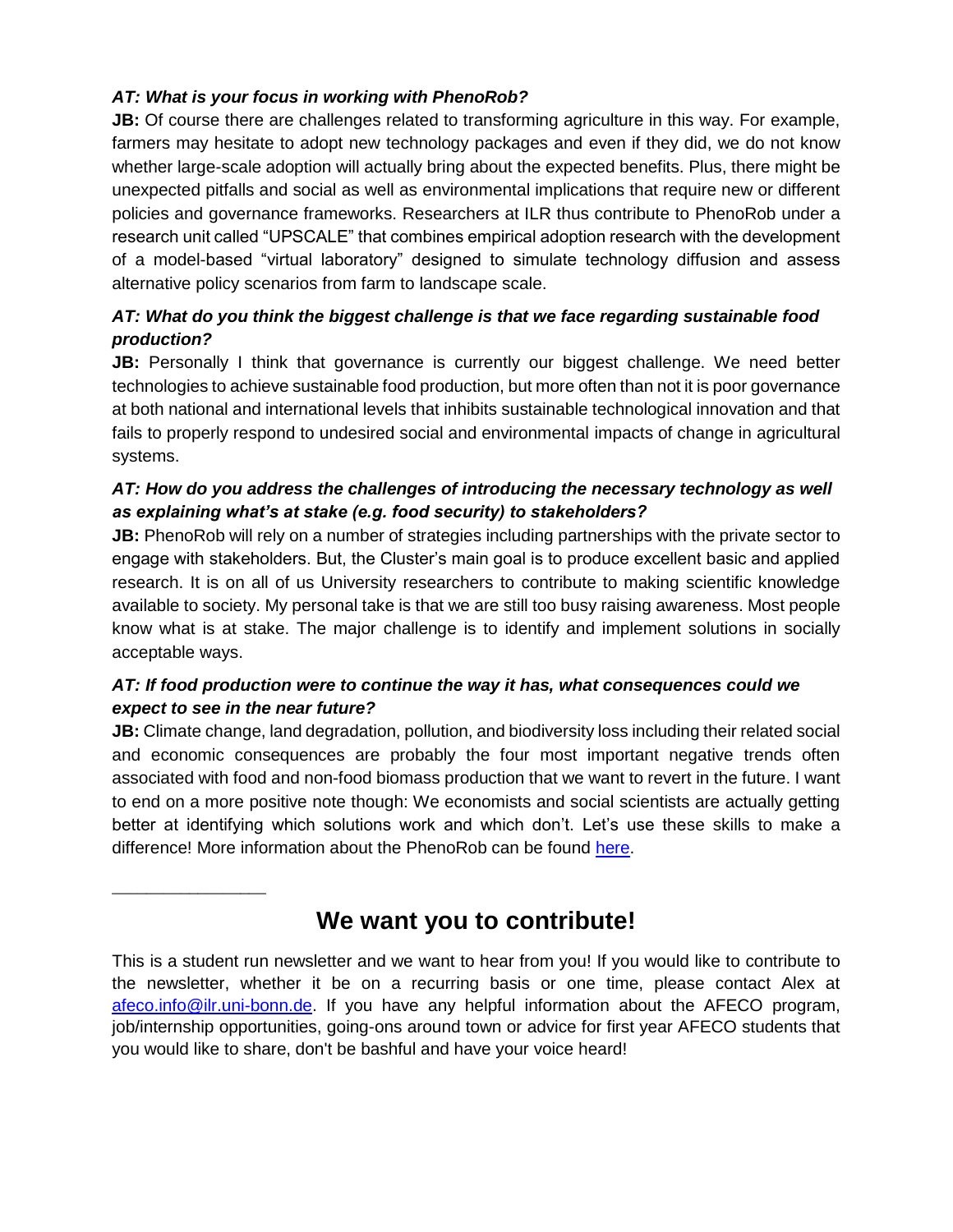***AT: What is your focus in working with PhenoRob?***

**JB:** Of course there are challenges related to transforming agriculture in this way. For example, farmers may hesitate to adopt new technology packages and even if they did, we do not know whether large-scale adoption will actually bring about the expected benefits. Plus, there might be unexpected pitfalls and social as well as environmental implications that require new or different policies and governance frameworks. Researchers at ILR thus contribute to PhenoRob under a research unit called "UPSCALE" that combines empirical adoption research with the development of a model-based "virtual laboratory" designed to simulate technology diffusion and assess alternative policy scenarios from farm to landscape scale.

***AT: What do you think the biggest challenge is that we face regarding sustainable food production?***

**JB:** Personally I think that governance is currently our biggest challenge. We need better technologies to achieve sustainable food production, but more often than not it is poor governance at both national and international levels that inhibits sustainable technological innovation and that fails to properly respond to undesired social and environmental impacts of change in agricultural systems.

***AT: How do you address the challenges of introducing the necessary technology as well as explaining what's at stake (e.g. food security) to stakeholders?***

**JB:** PhenoRob will rely on a number of strategies including partnerships with the private sector to engage with stakeholders. But, the Cluster's main goal is to produce excellent basic and applied research. It is on all of us University researchers to contribute to making scientific knowledge available to society. My personal take is that we are still too busy raising awareness. Most people know what is at stake. The major challenge is to identify and implement solutions in socially acceptable ways.

***AT: If food production were to continue the way it has, what consequences could we expect to see in the near future?***

**JB:** Climate change, land degradation, pollution, and biodiversity loss including their related social and economic consequences are probably the four most important negative trends often associated with food and non-food biomass production that we want to revert in the future. I want to end on a more positive note though: We economists and social scientists are actually getting better at identifying which solutions work and which don't. Let's use these skills to make a difference! More information about the PhenoRob can be found here.

---

## We want you to contribute!

This is a student run newsletter and we want to hear from you! If you would like to contribute to the newsletter, whether it be on a recurring basis or one time, please contact Alex at afeco.info@ilr.uni-bonn.de. If you have any helpful information about the AFECO program, job/internship opportunities, going-ons around town or advice for first year AFECO students that you would like to share, don't be bashful and have your voice heard!